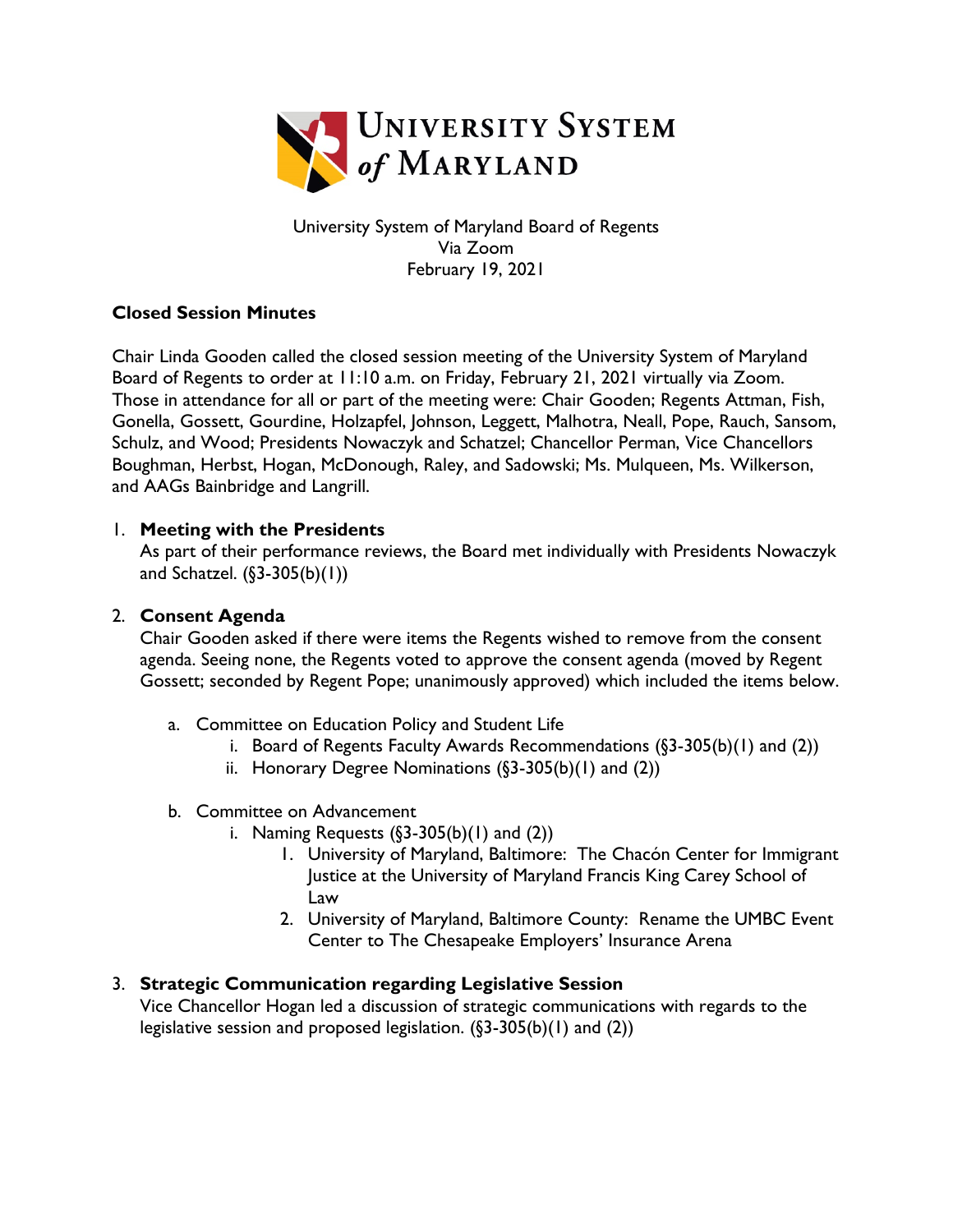University System of Maryland Board of Regents
Via Zoom
February 19, 2021

**Closed Session Minutes**

Chair Linda Gooden called the closed session meeting of the University System of Maryland Board of Regents to order at 11:10 a.m. on Friday, February 21, 2021 virtually via Zoom. Those in attendance for all or part of the meeting were: Chair Gooden; Regents Attman, Fish, Gonella, Gossett, Gourdine, Holzapfel, Johnson, Leggett, Malhotra, Neall, Pope, Rauch, Sansom, Schulz, and Wood; Presidents Nowaczyk and Schatzel; Chancellor Perman, Vice Chancellors Boughman, Herbst, Hogan, McDonough, Raley, and Sadowski; Ms. Mulqueen, Ms. Wilkerson, and AAGs Bainbridge and Langrill.

1. **Meeting with the Presidents**
   As part of their performance reviews, the Board met individually with Presidents Nowaczyk and Schatzel. (§3-305(b)(1))

2. **Consent Agenda**
   Chair Gooden asked if there were items the Regents wished to remove from the consent agenda. Seeing none, the Regents voted to approve the consent agenda (moved by Regent Gossett; seconded by Regent Pope; unanimously approved) which included the items below.

   a. Committee on Education Policy and Student Life
      i. Board of Regents Faculty Awards Recommendations (§3-305(b)(1) and (2))
      ii. Honorary Degree Nominations (§3-305(b)(1) and (2))

   b. Committee on Advancement
      i. Naming Requests (§3-305(b)(1) and (2))
         1. University of Maryland, Baltimore: The Chacón Center for Immigrant Justice at the University of Maryland Francis King Carey School of Law
         2. University of Maryland, Baltimore County: Rename the UMBC Event Center to The Chesapeake Employers' Insurance Arena

3. **Strategic Communication regarding Legislative Session**
   Vice Chancellor Hogan led a discussion of strategic communications with regards to the legislative session and proposed legislation. (§3-305(b)(1) and (2))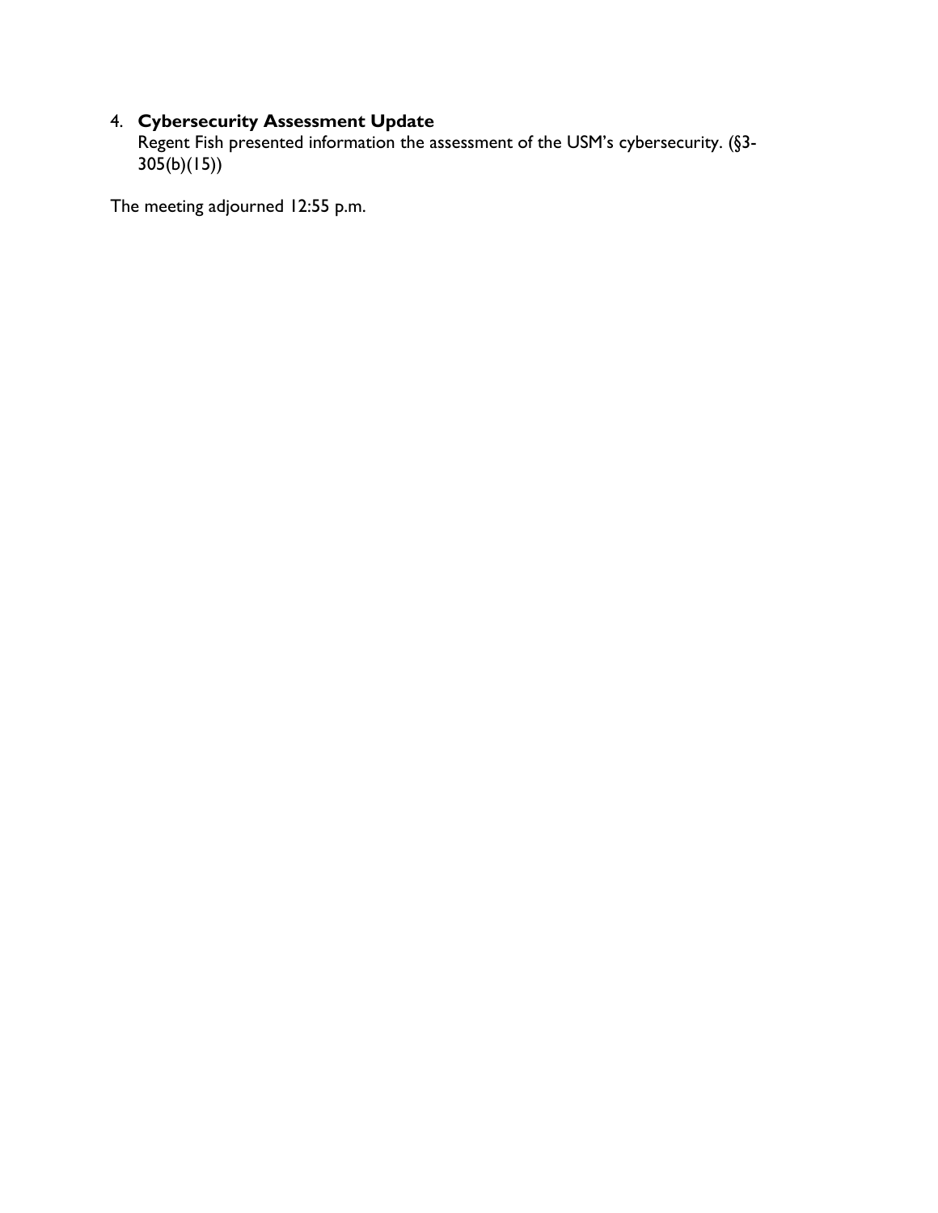4. **Cybersecurity Assessment Update**
   Regent Fish presented information the assessment of the USM's cybersecurity. (§3-305(b)(15))

The meeting adjourned 12:55 p.m.